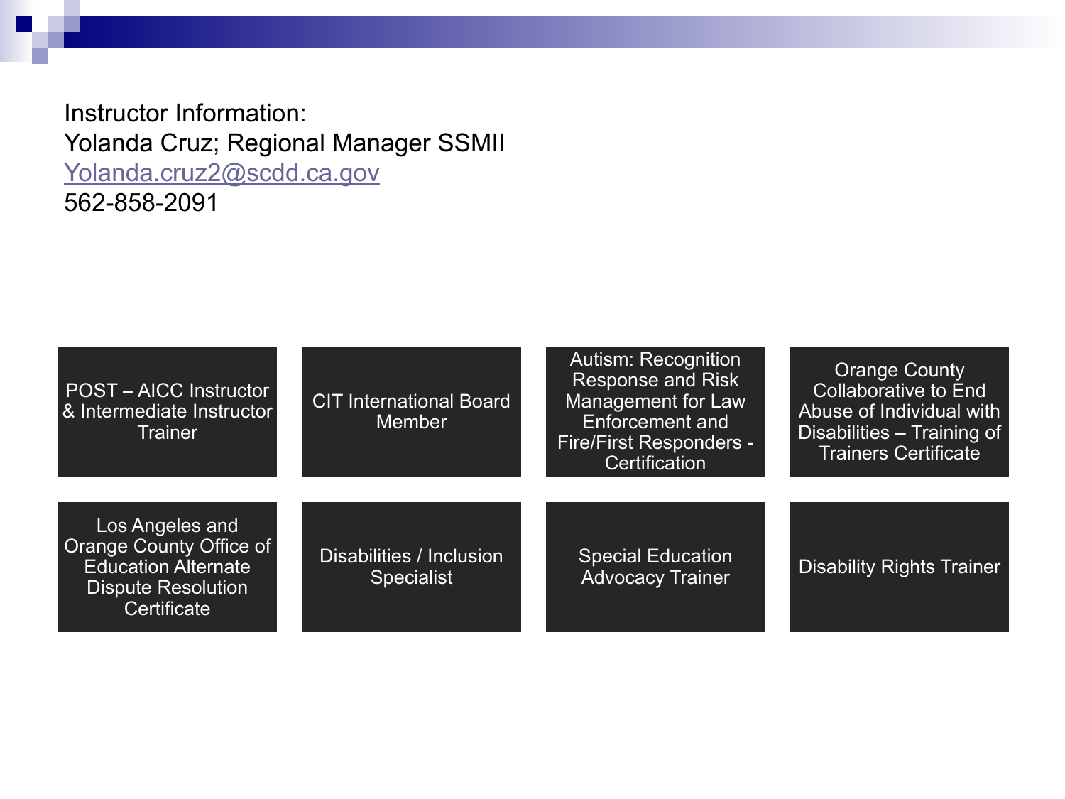Instructor Information:
Yolanda Cruz; Regional Manager SSMII
[Yolanda.cruz2@scdd.ca.gov](mailto:Yolanda.cruz2@scdd.ca.gov)
562-858-2091

- POST – AICC Instructor & Intermediate Instructor Trainer
- CIT International Board Member
- Autism: Recognition Response and Risk Management for Law Enforcement and Fire/First Responders - Certification
- Orange County Collaborative to End Abuse of Individual with Disabilities – Training of Trainers Certificate
- Los Angeles and Orange County Office of Education Alternate Dispute Resolution Certificate
- Disabilities / Inclusion Specialist
- Special Education Advocacy Trainer
- Disability Rights Trainer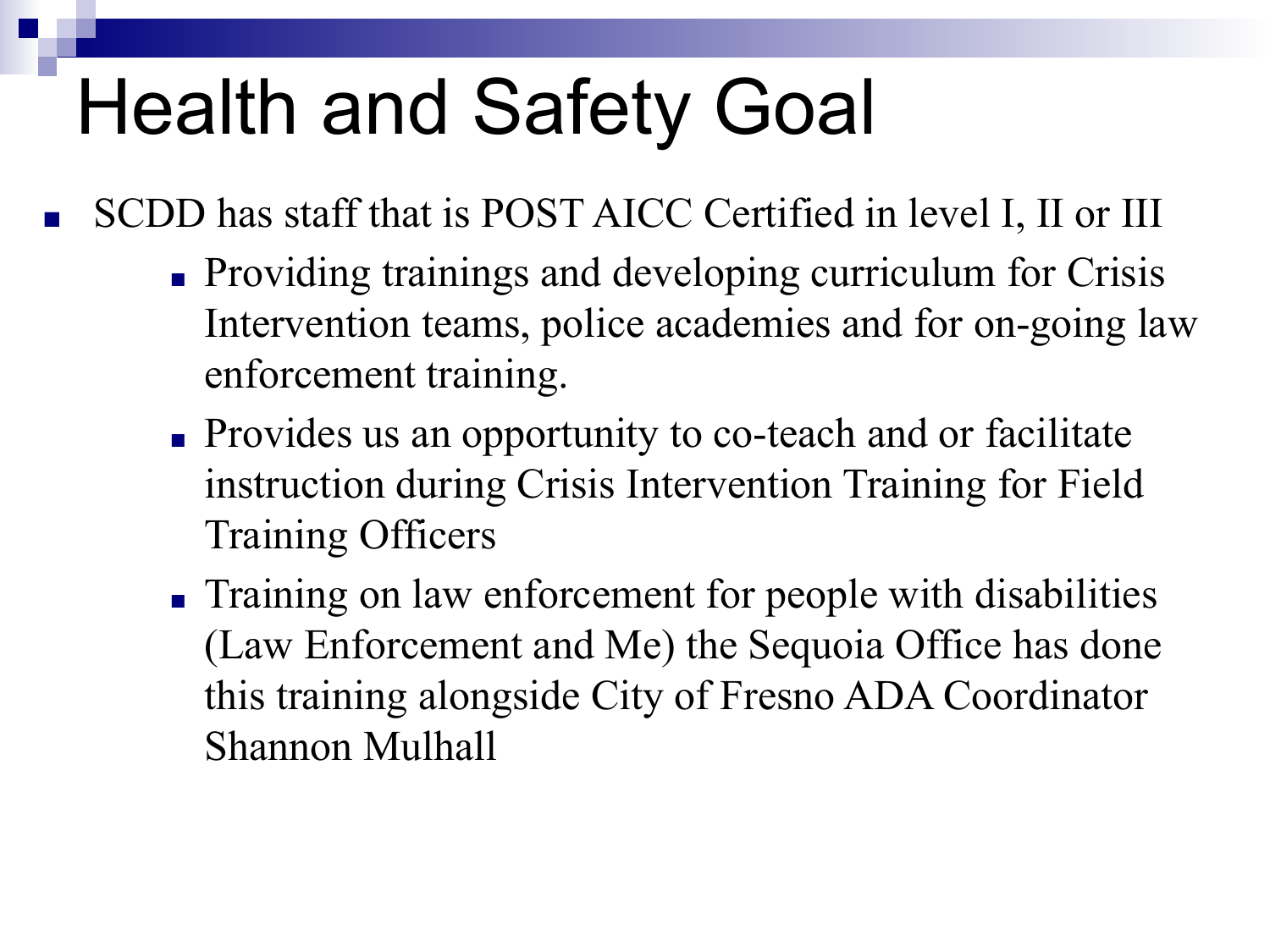# Health and Safety Goal

- SCDD has staff that is POST AICC Certified in level I, II or III
  - Providing trainings and developing curriculum for Crisis Intervention teams, police academies and for on-going law enforcement training.
  - Provides us an opportunity to co-teach and or facilitate instruction during Crisis Intervention Training for Field Training Officers
  - Training on law enforcement for people with disabilities (Law Enforcement and Me) the Sequoia Office has done this training alongside City of Fresno ADA Coordinator Shannon Mulhall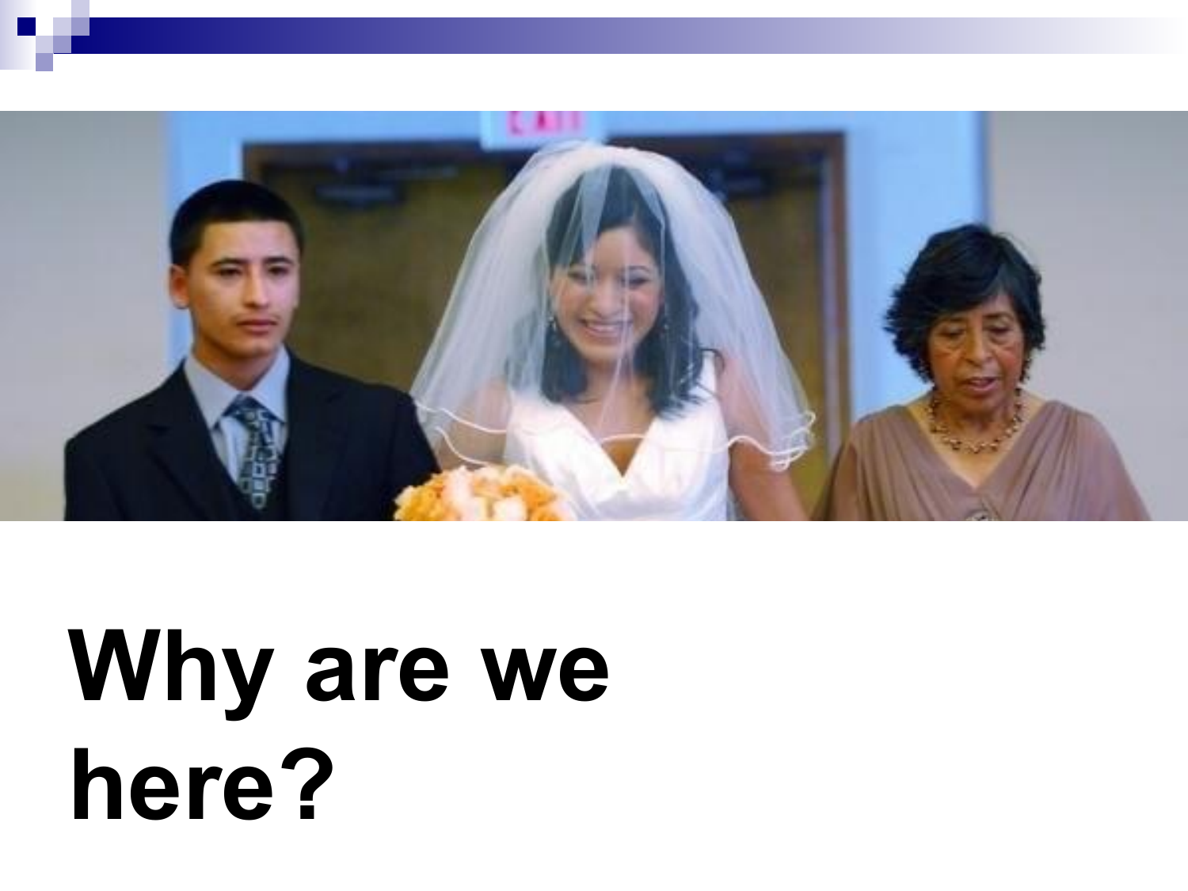# Why are we here?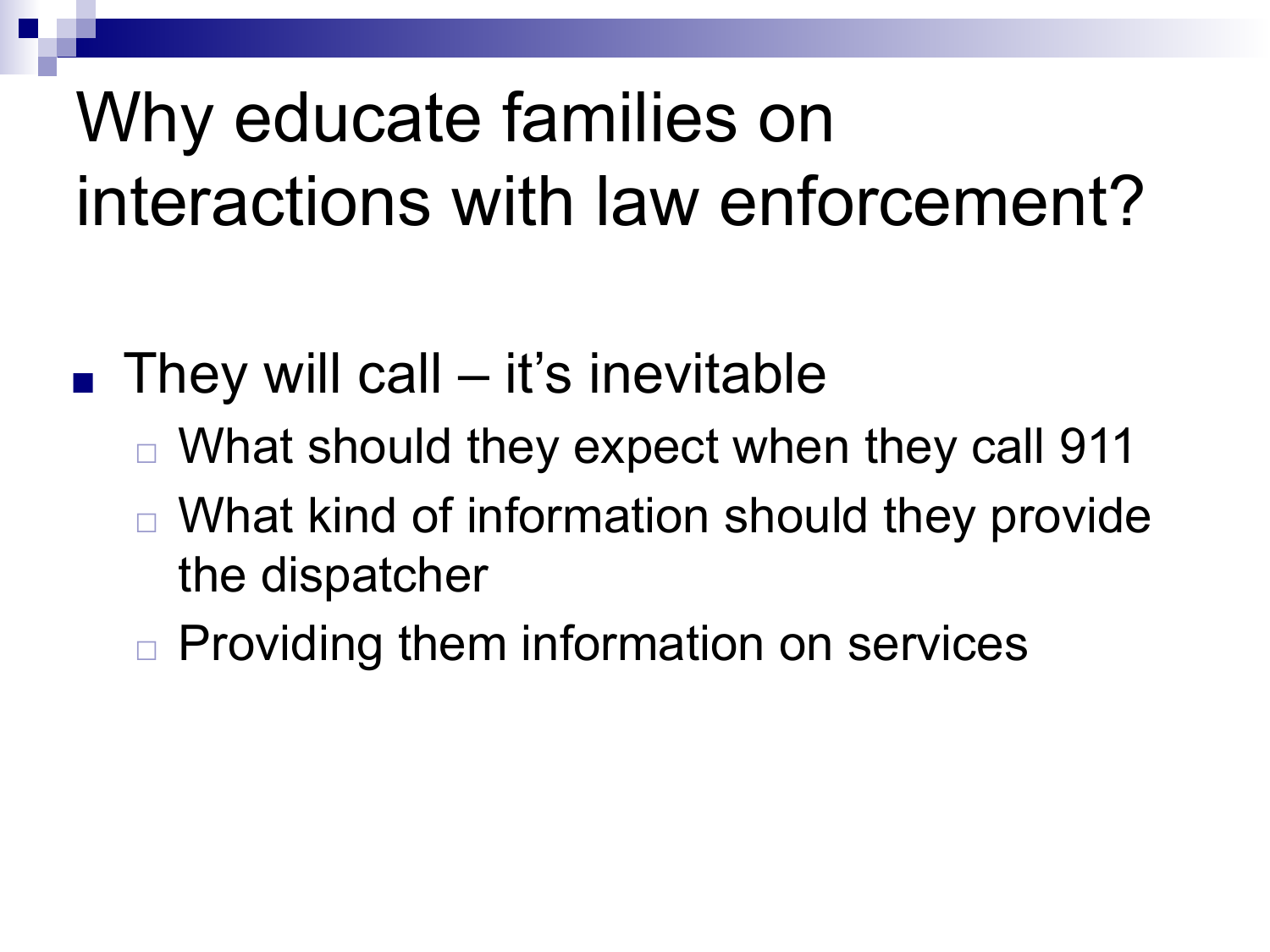# Why educate families on interactions with law enforcement?

- They will call – it's inevitable
  - What should they expect when they call 911
  - What kind of information should they provide the dispatcher
  - Providing them information on services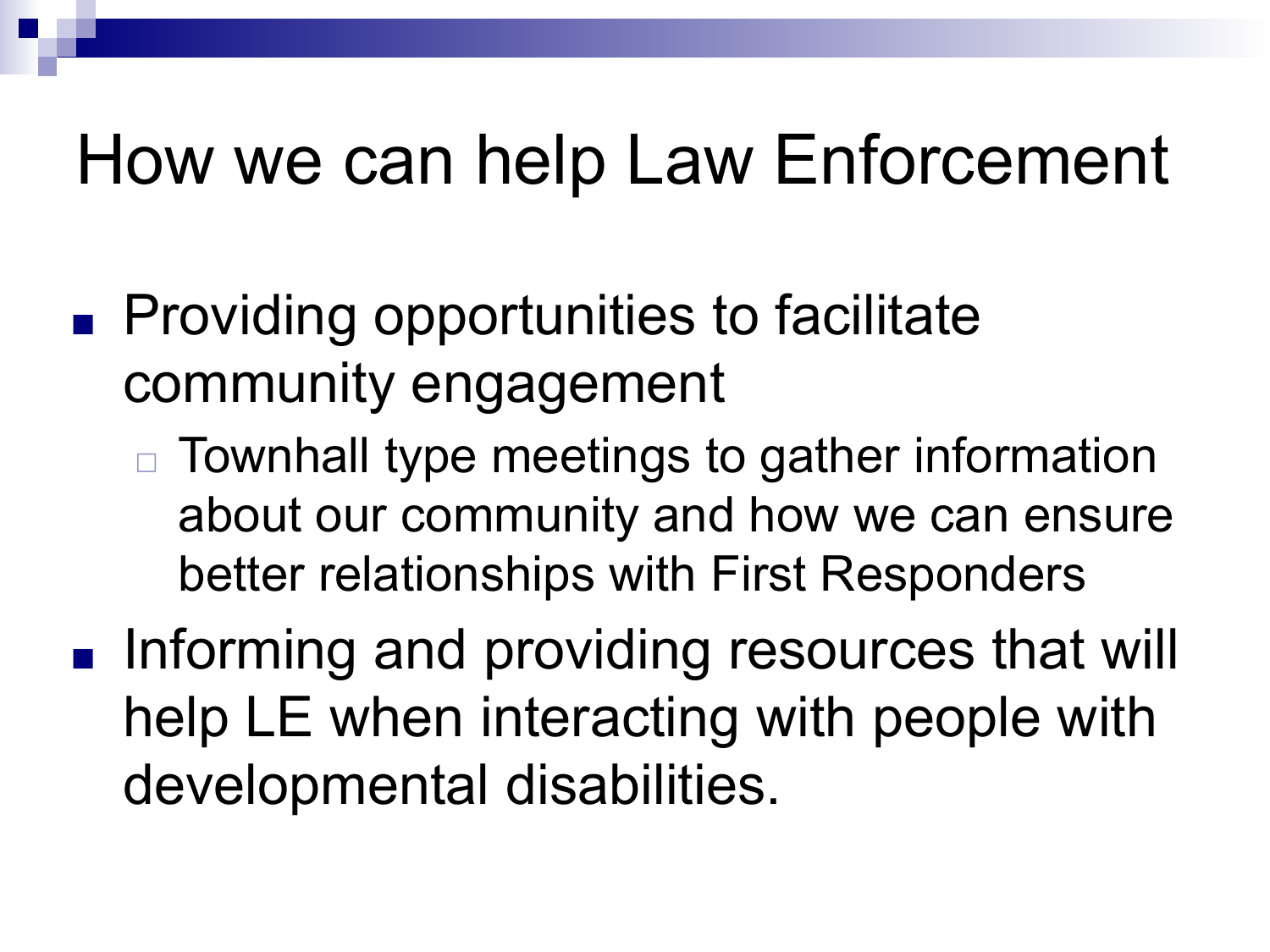# How we can help Law Enforcement

- Providing opportunities to facilitate community engagement
  - Townhall type meetings to gather information about our community and how we can ensure better relationships with First Responders
- Informing and providing resources that will help LE when interacting with people with developmental disabilities.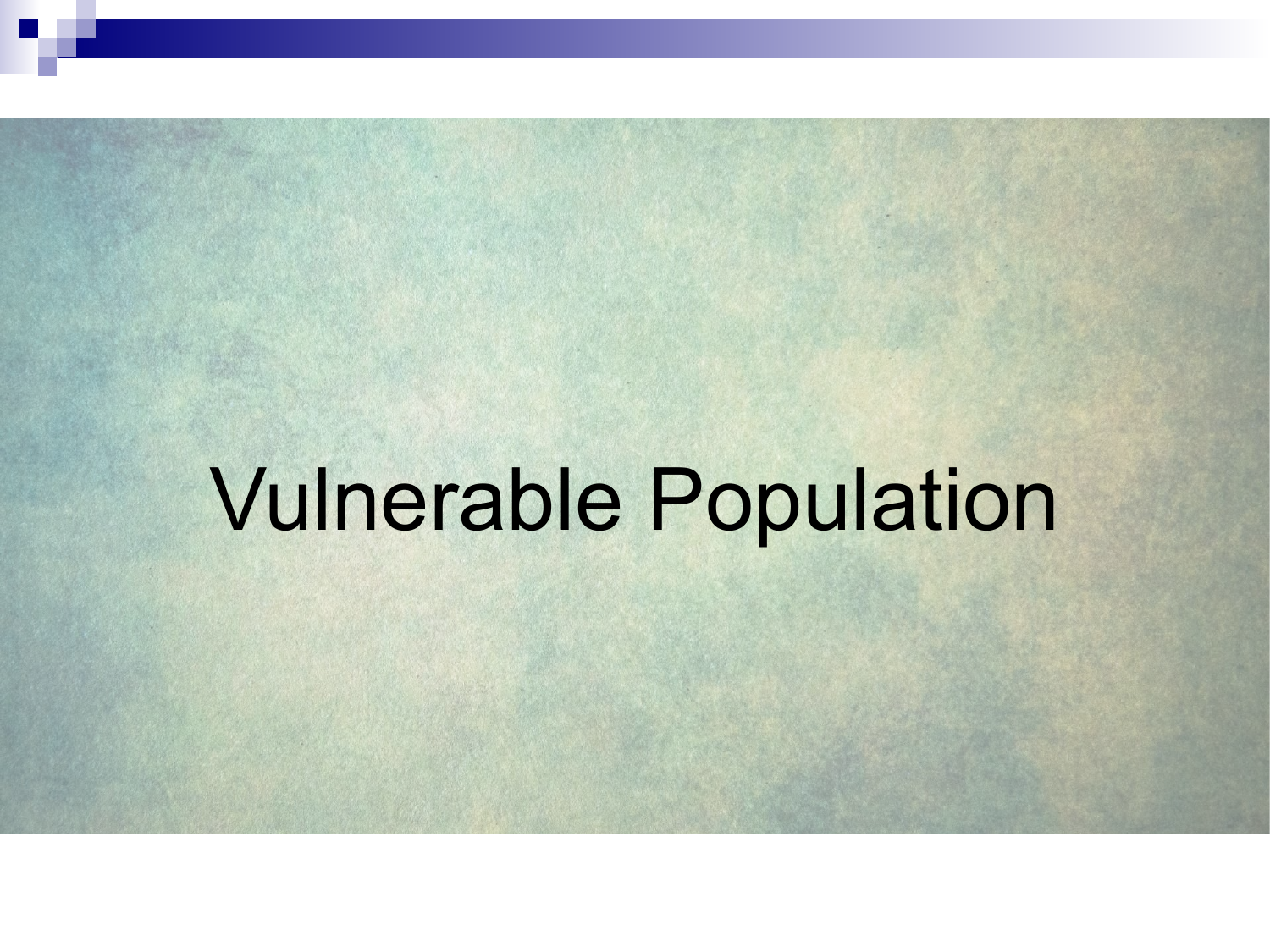# Vulnerable Population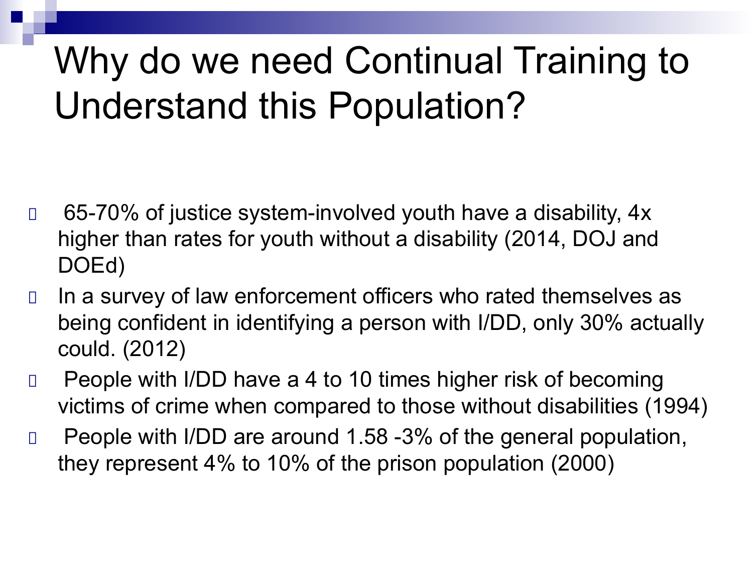# Why do we need Continual Training to Understand this Population?

- 65-70% of justice system-involved youth have a disability, 4x higher than rates for youth without a disability (2014, DOJ and DOEd)
- In a survey of law enforcement officers who rated themselves as being confident in identifying a person with I/DD, only 30% actually could. (2012)
- People with I/DD have a 4 to 10 times higher risk of becoming victims of crime when compared to those without disabilities (1994)
- People with I/DD are around 1.58 -3% of the general population, they represent 4% to 10% of the prison population (2000)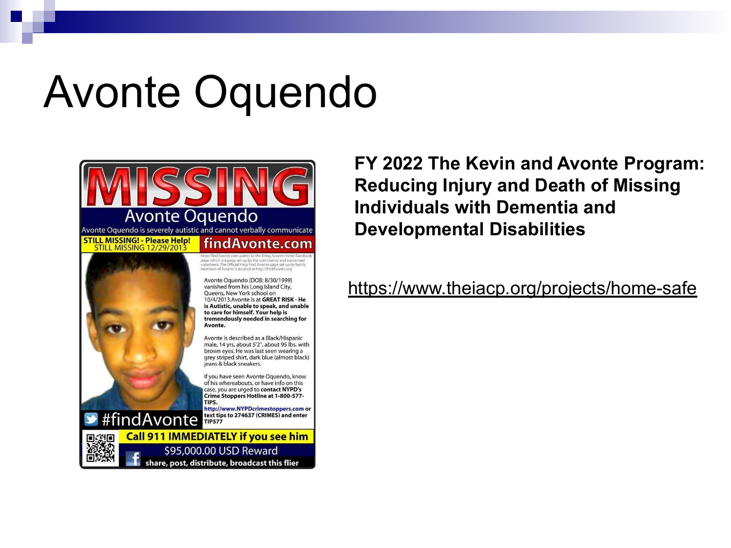# Avonte Oquendo

MISSING

Avonte Oquendo

Avonte Oquendo is severely autistic and cannot verbally communicate

STILL MISSING! - Please Help!
STILL MISSING 12/29/2013

findAvonte.com

http://findAvonte.com points to the Bring Avonte Home Facebook page which is a page set up by the community and concerned volunteers. The Official Help Find Avonte page set up by family members of Avonte is located at http://findAvonte.org

Avonte Oquendo (DOB: 8/30/1999) vanished from his Long Island City, Queens, New York school on 10/4/2013. Avonte is at **GREAT RISK - He is Autistic, unable to speak, and unable to care for himself. Your help is tremendously needed in searching for Avonte.**

Avonte is described as a Black/Hispanic male, 14 yrs, about 5'2", about 95 lbs. with brown eyes. He was last seen wearing a grey striped shirt, dark blue (almost black) jeans & black sneakers.

If you have seen Avonte Oquendo, know of his whereabouts, or have info on this case, you are urged to **contact NYPD's Crime Stoppers Hotline at 1-800-577-TIPS.**

**http://www.NYPDcrimestoppers.com or text tips to 274637 (CRIMES) and enter TIP577**

#findAvonte

**Call 911 IMMEDIATELY if you see him**

$95,000.00 USD Reward

**share, post, distribute, broadcast this flier**

**FY 2022 The Kevin and Avonte Program: Reducing Injury and Death of Missing Individuals with Dementia and Developmental Disabilities**

https://www.theiacp.org/projects/home-safe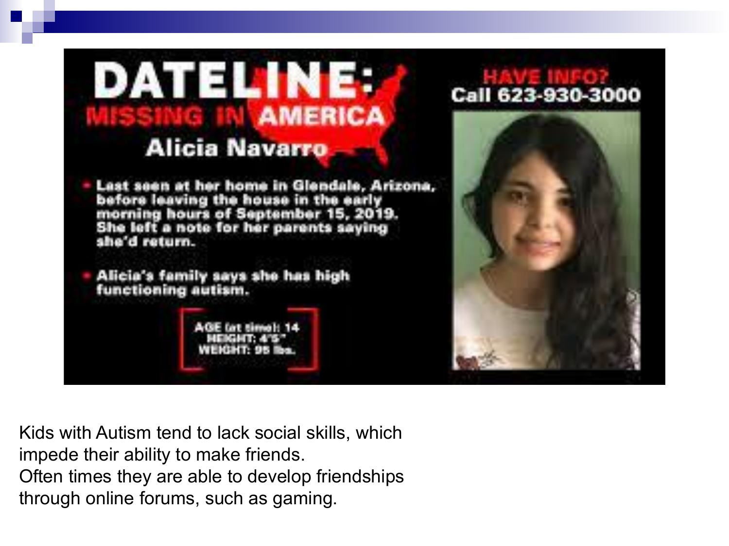# DATELINE: MISSING IN AMERICA

## Alicia Navarro

- Last seen at her home in Glendale, Arizona, before leaving the house in the early morning hours of September 15, 2019. She left a note for her parents saying she'd return.
- Alicia's family says she has high functioning autism.

AGE (at time): 14
HEIGHT: 4'5"
WEIGHT: 95 lbs.

**HAVE INFO?**
**Call 623-930-3000**

Kids with Autism tend to lack social skills, which impede their ability to make friends.
Often times they are able to develop friendships through online forums, such as gaming.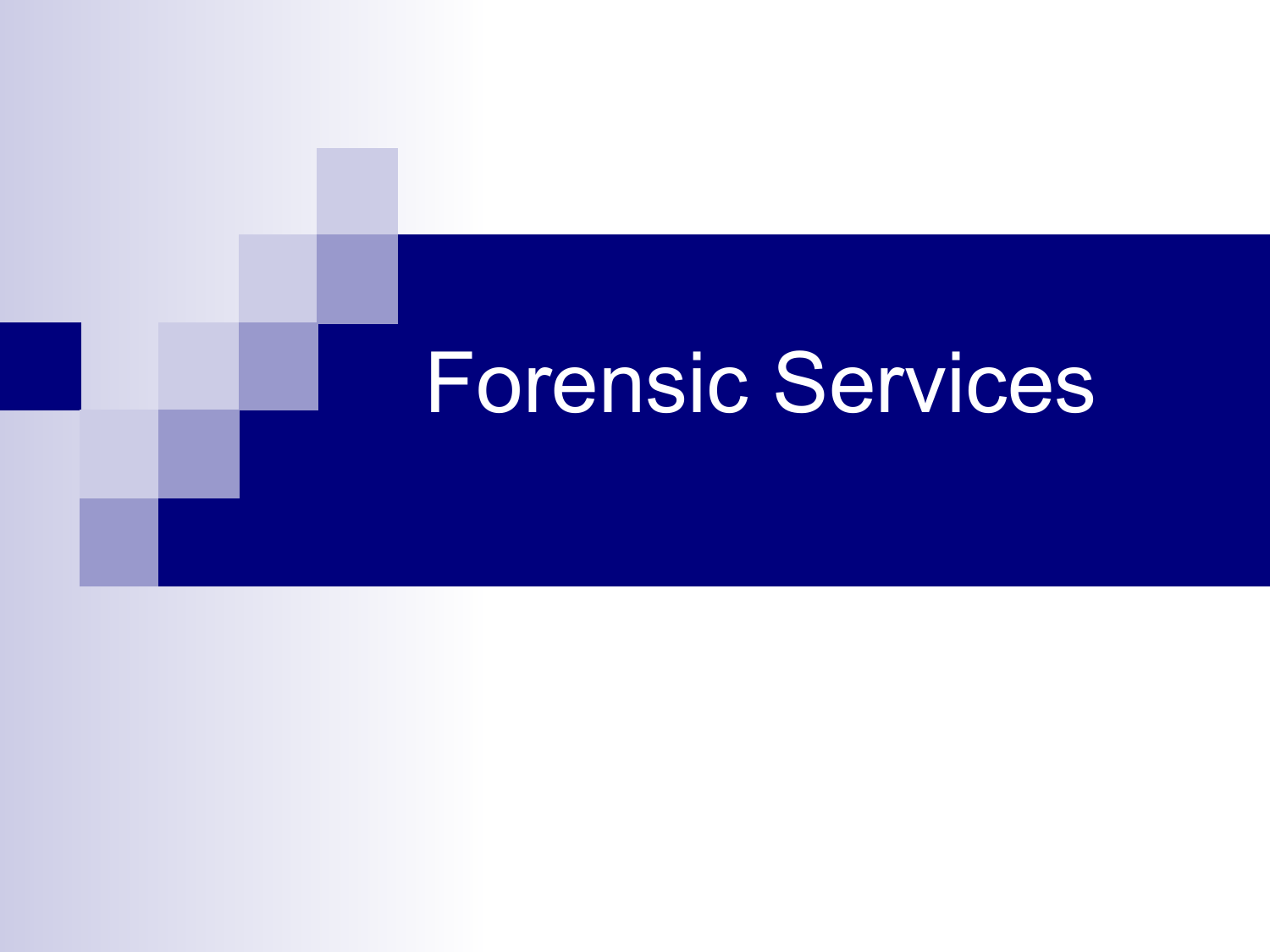# Forensic Services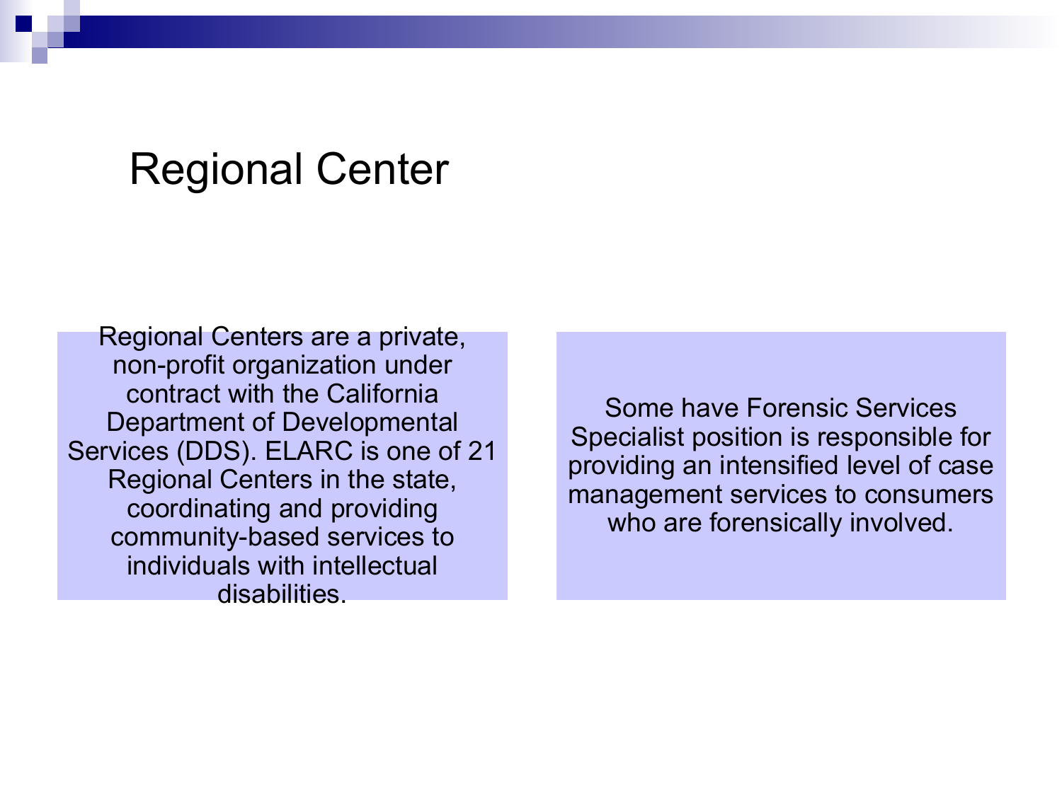# Regional Center

Regional Centers are a private, non-profit organization under contract with the California Department of Developmental Services (DDS). ELARC is one of 21 Regional Centers in the state, coordinating and providing community-based services to individuals with intellectual disabilities.

Some have Forensic Services Specialist position is responsible for providing an intensified level of case management services to consumers who are forensically involved.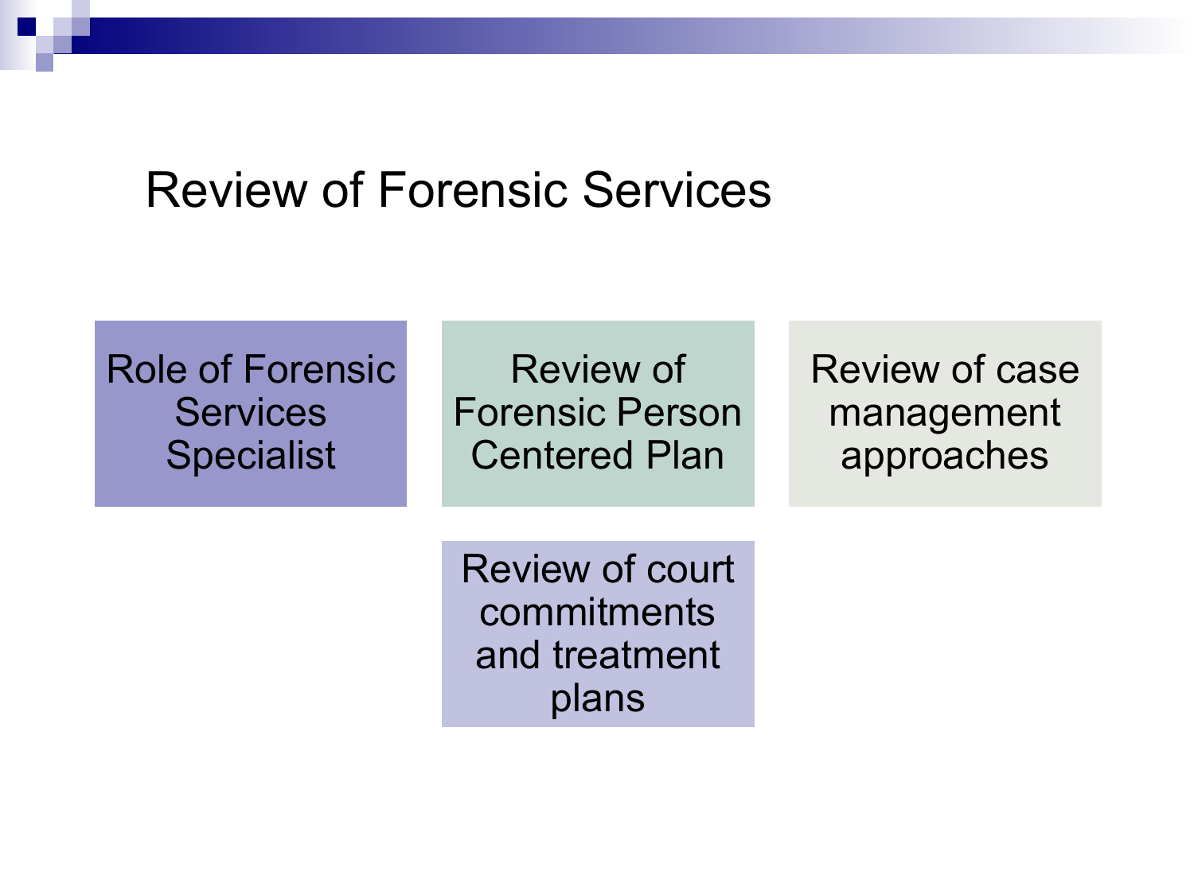# Review of Forensic Services

- Role of Forensic Services Specialist
- Review of Forensic Person Centered Plan
- Review of case management approaches
- Review of court commitments and treatment plans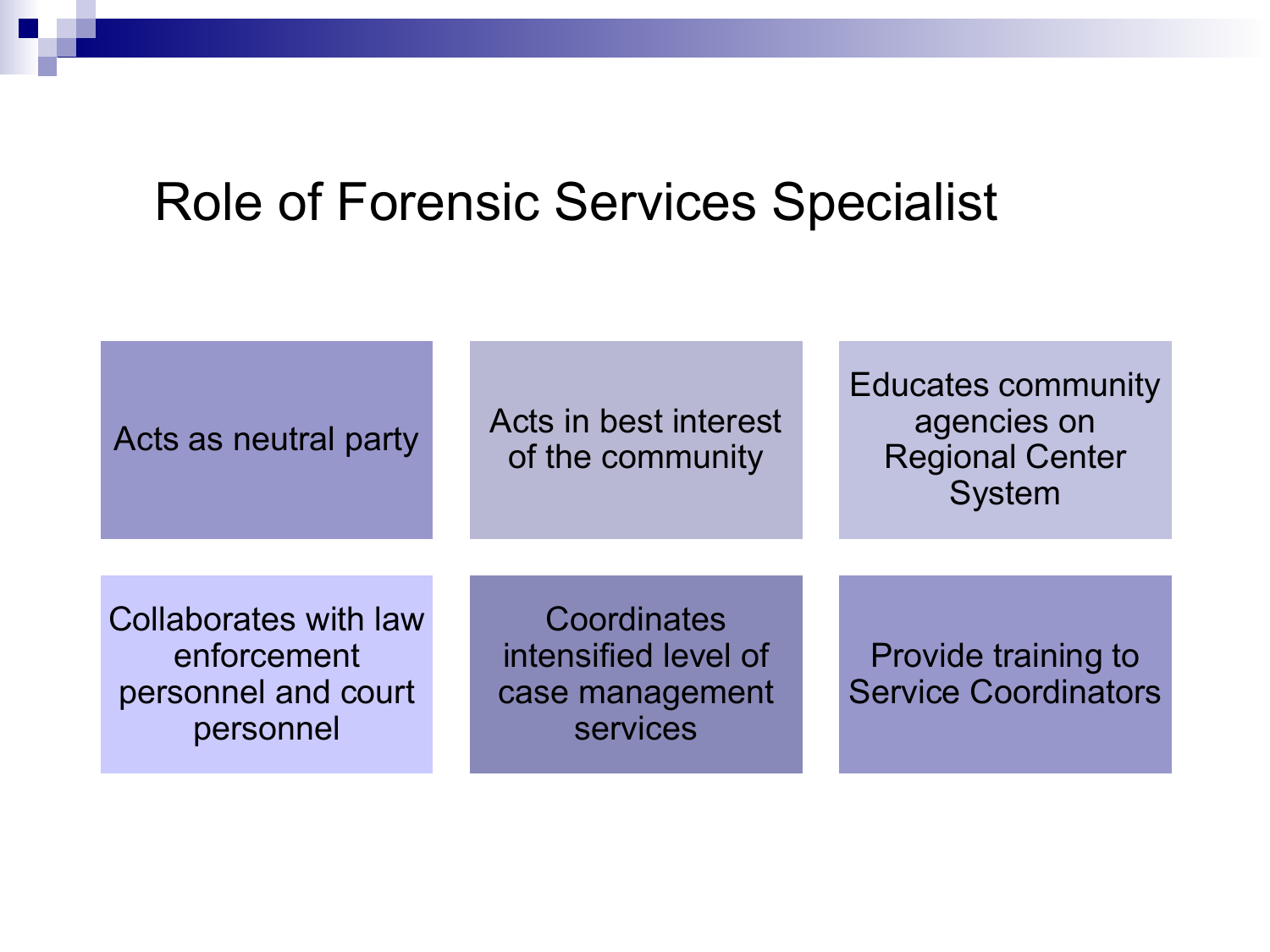# Role of Forensic Services Specialist

- Acts as neutral party
- Acts in best interest of the community
- Educates community agencies on Regional Center System
- Collaborates with law enforcement personnel and court personnel
- Coordinates intensified level of case management services
- Provide training to Service Coordinators